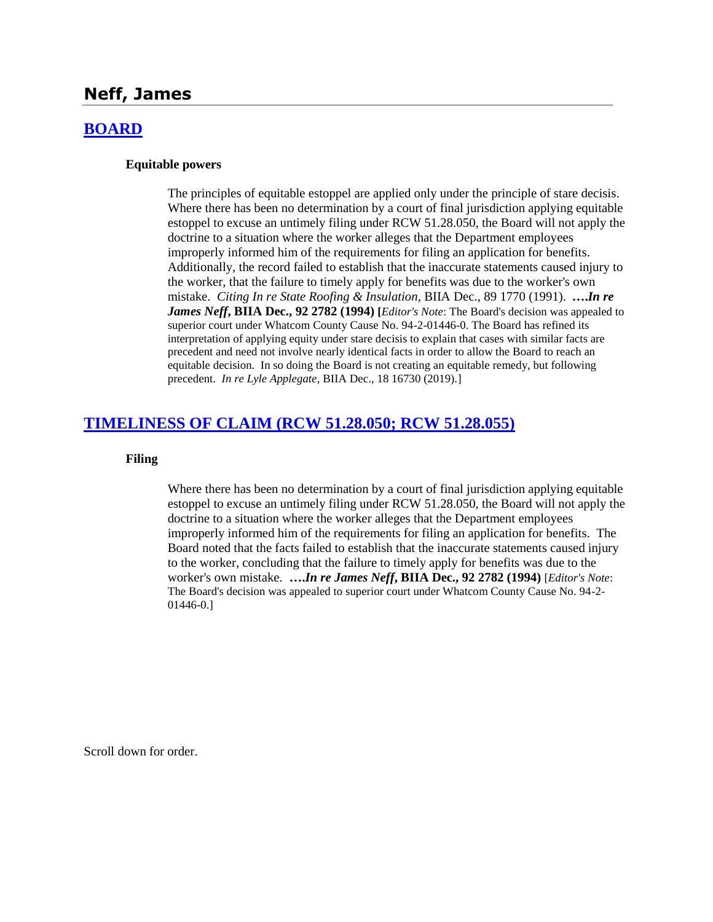## Neff, James

### [BOARD]

**Equitable powers**

The principles of equitable estoppel are applied only under the principle of stare decisis. Where there has been no determination by a court of final jurisdiction applying equitable estoppel to excuse an untimely filing under RCW 51.28.050, the Board will not apply the doctrine to a situation where the worker alleges that the Department employees improperly informed him of the requirements for filing an application for benefits. Additionally, the record failed to establish that the inaccurate statements caused injury to the worker, that the failure to timely apply for benefits was due to the worker's own mistake. *Citing In re State Roofing & Insulation*, BIIA Dec., 89 1770 (1991). **….*In re James Neff*, BIIA Dec., 92 2782 (1994) [***Editor's Note*: The Board's decision was appealed to superior court under Whatcom County Cause No. 94-2-01446-0. The Board has refined its interpretation of applying equity under stare decisis to explain that cases with similar facts are precedent and need not involve nearly identical facts in order to allow the Board to reach an equitable decision. In so doing the Board is not creating an equitable remedy, but following precedent. *In re Lyle Applegate*, BIIA Dec., 18 16730 (2019).]

### [TIMELINESS OF CLAIM (RCW 51.28.050; RCW 51.28.055)]

**Filing**

Where there has been no determination by a court of final jurisdiction applying equitable estoppel to excuse an untimely filing under RCW 51.28.050, the Board will not apply the doctrine to a situation where the worker alleges that the Department employees improperly informed him of the requirements for filing an application for benefits. The Board noted that the facts failed to establish that the inaccurate statements caused injury to the worker, concluding that the failure to timely apply for benefits was due to the worker's own mistake. **….*In re James Neff*, BIIA Dec., 92 2782 (1994)** [*Editor's Note*: The Board's decision was appealed to superior court under Whatcom County Cause No. 94-2-01446-0.]

Scroll down for order.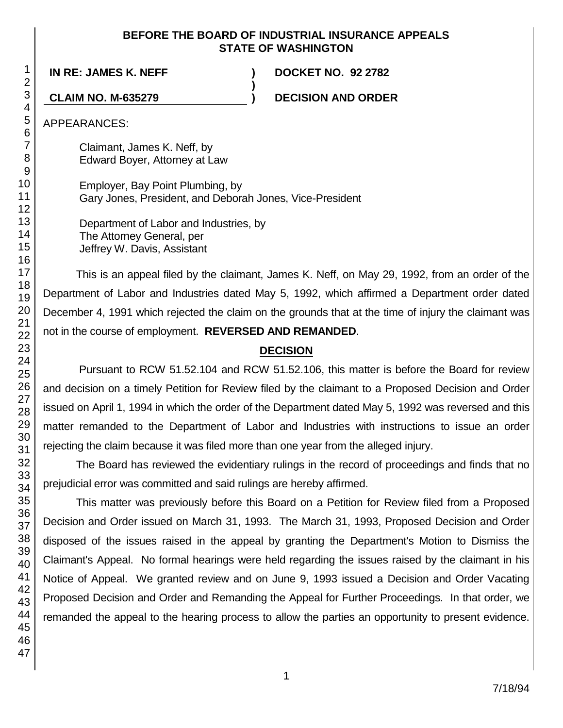**BEFORE THE BOARD OF INDUSTRIAL INSURANCE APPEALS**
**STATE OF WASHINGTON**

| | | |
|---|---|---|
| **IN RE: JAMES K. NEFF** | **)** | **DOCKET NO. 92 2782** |
| | **)** | |
| **CLAIM NO. M-635279** | **)** | **DECISION AND ORDER** |

APPEARANCES:

Claimant, James K. Neff, by
Edward Boyer, Attorney at Law

Employer, Bay Point Plumbing, by
Gary Jones, President, and Deborah Jones, Vice-President

Department of Labor and Industries, by
The Attorney General, per
Jeffrey W. Davis, Assistant

This is an appeal filed by the claimant, James K. Neff, on May 29, 1992, from an order of the Department of Labor and Industries dated May 5, 1992, which affirmed a Department order dated December 4, 1991 which rejected the claim on the grounds that at the time of injury the claimant was not in the course of employment. **REVERSED AND REMANDED**.

## DECISION

Pursuant to RCW 51.52.104 and RCW 51.52.106, this matter is before the Board for review and decision on a timely Petition for Review filed by the claimant to a Proposed Decision and Order issued on April 1, 1994 in which the order of the Department dated May 5, 1992 was reversed and this matter remanded to the Department of Labor and Industries with instructions to issue an order rejecting the claim because it was filed more than one year from the alleged injury.

The Board has reviewed the evidentiary rulings in the record of proceedings and finds that no prejudicial error was committed and said rulings are hereby affirmed.

This matter was previously before this Board on a Petition for Review filed from a Proposed Decision and Order issued on March 31, 1993. The March 31, 1993, Proposed Decision and Order disposed of the issues raised in the appeal by granting the Department's Motion to Dismiss the Claimant's Appeal. No formal hearings were held regarding the issues raised by the claimant in his Notice of Appeal. We granted review and on June 9, 1993 issued a Decision and Order Vacating Proposed Decision and Order and Remanding the Appeal for Further Proceedings. In that order, we remanded the appeal to the hearing process to allow the parties an opportunity to present evidence.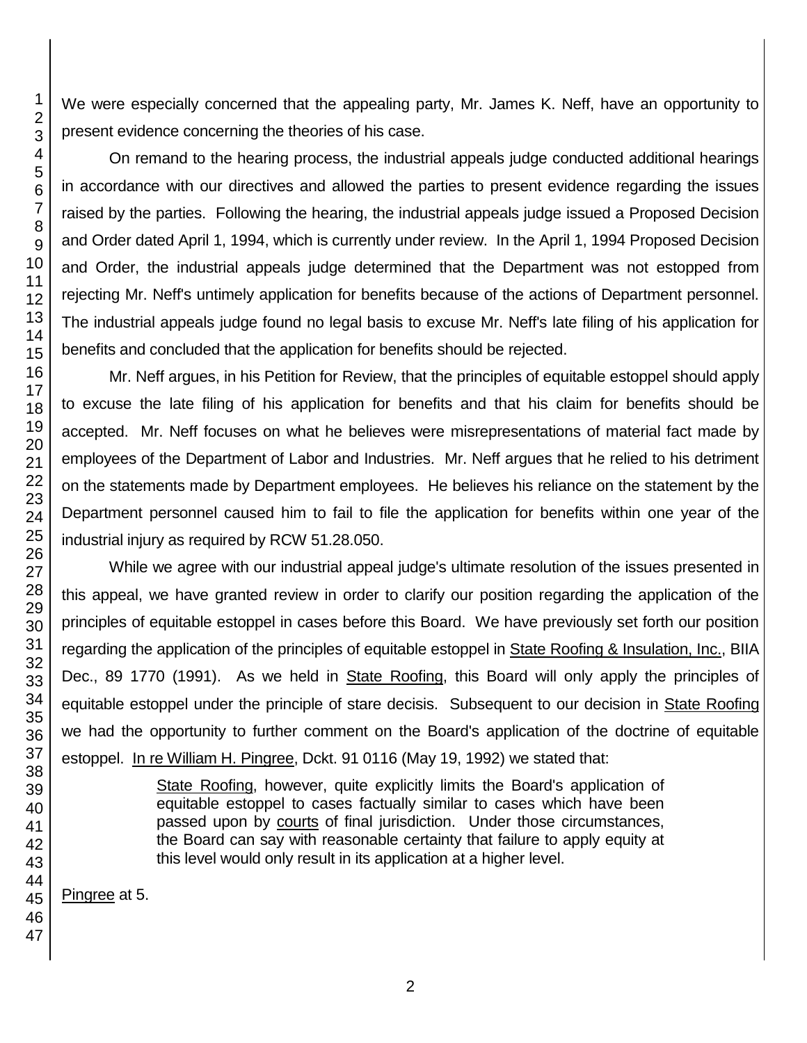We were especially concerned that the appealing party, Mr. James K. Neff, have an opportunity to present evidence concerning the theories of his case.

On remand to the hearing process, the industrial appeals judge conducted additional hearings in accordance with our directives and allowed the parties to present evidence regarding the issues raised by the parties. Following the hearing, the industrial appeals judge issued a Proposed Decision and Order dated April 1, 1994, which is currently under review. In the April 1, 1994 Proposed Decision and Order, the industrial appeals judge determined that the Department was not estopped from rejecting Mr. Neff's untimely application for benefits because of the actions of Department personnel. The industrial appeals judge found no legal basis to excuse Mr. Neff's late filing of his application for benefits and concluded that the application for benefits should be rejected.

Mr. Neff argues, in his Petition for Review, that the principles of equitable estoppel should apply to excuse the late filing of his application for benefits and that his claim for benefits should be accepted. Mr. Neff focuses on what he believes were misrepresentations of material fact made by employees of the Department of Labor and Industries. Mr. Neff argues that he relied to his detriment on the statements made by Department employees. He believes his reliance on the statement by the Department personnel caused him to fail to file the application for benefits within one year of the industrial injury as required by RCW 51.28.050.

While we agree with our industrial appeal judge's ultimate resolution of the issues presented in this appeal, we have granted review in order to clarify our position regarding the application of the principles of equitable estoppel in cases before this Board. We have previously set forth our position regarding the application of the principles of equitable estoppel in State Roofing & Insulation, Inc., BIIA Dec., 89 1770 (1991). As we held in State Roofing, this Board will only apply the principles of equitable estoppel under the principle of stare decisis. Subsequent to our decision in State Roofing we had the opportunity to further comment on the Board's application of the doctrine of equitable estoppel. In re William H. Pingree, Dckt. 91 0116 (May 19, 1992) we stated that:

> State Roofing, however, quite explicitly limits the Board's application of equitable estoppel to cases factually similar to cases which have been passed upon by courts of final jurisdiction. Under those circumstances, the Board can say with reasonable certainty that failure to apply equity at this level would only result in its application at a higher level.

Pingree at 5.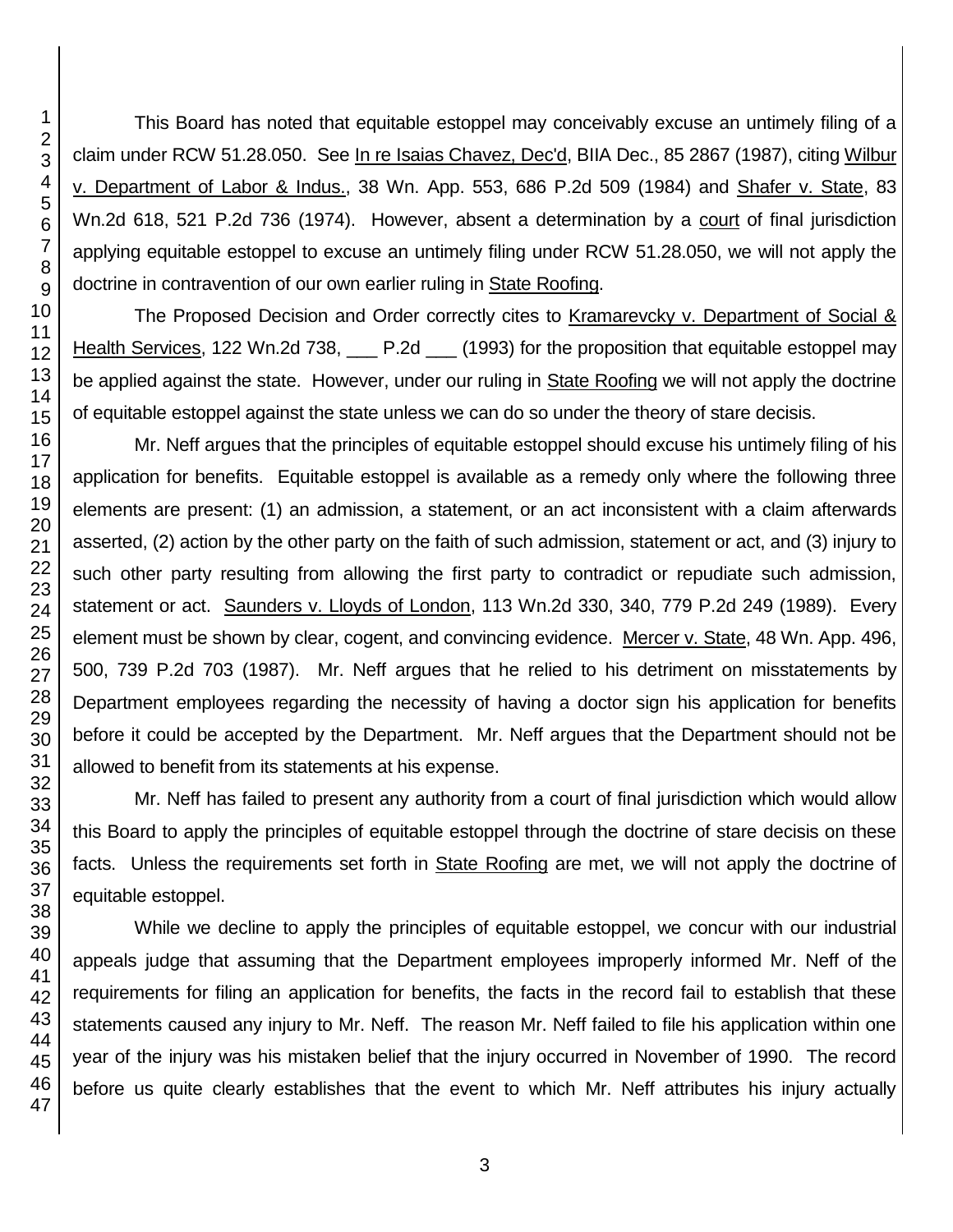This Board has noted that equitable estoppel may conceivably excuse an untimely filing of a claim under RCW 51.28.050. See In re Isaias Chavez, Dec'd, BIIA Dec., 85 2867 (1987), citing Wilbur v. Department of Labor & Indus., 38 Wn. App. 553, 686 P.2d 509 (1984) and Shafer v. State, 83 Wn.2d 618, 521 P.2d 736 (1974). However, absent a determination by a court of final jurisdiction applying equitable estoppel to excuse an untimely filing under RCW 51.28.050, we will not apply the doctrine in contravention of our own earlier ruling in State Roofing.

The Proposed Decision and Order correctly cites to Kramarevcky v. Department of Social & Health Services, 122 Wn.2d 738, ___ P.2d ___ (1993) for the proposition that equitable estoppel may be applied against the state. However, under our ruling in State Roofing we will not apply the doctrine of equitable estoppel against the state unless we can do so under the theory of stare decisis.

Mr. Neff argues that the principles of equitable estoppel should excuse his untimely filing of his application for benefits. Equitable estoppel is available as a remedy only where the following three elements are present: (1) an admission, a statement, or an act inconsistent with a claim afterwards asserted, (2) action by the other party on the faith of such admission, statement or act, and (3) injury to such other party resulting from allowing the first party to contradict or repudiate such admission, statement or act. Saunders v. Lloyds of London, 113 Wn.2d 330, 340, 779 P.2d 249 (1989). Every element must be shown by clear, cogent, and convincing evidence. Mercer v. State, 48 Wn. App. 496, 500, 739 P.2d 703 (1987). Mr. Neff argues that he relied to his detriment on misstatements by Department employees regarding the necessity of having a doctor sign his application for benefits before it could be accepted by the Department. Mr. Neff argues that the Department should not be allowed to benefit from its statements at his expense.

Mr. Neff has failed to present any authority from a court of final jurisdiction which would allow this Board to apply the principles of equitable estoppel through the doctrine of stare decisis on these facts. Unless the requirements set forth in State Roofing are met, we will not apply the doctrine of equitable estoppel.

While we decline to apply the principles of equitable estoppel, we concur with our industrial appeals judge that assuming that the Department employees improperly informed Mr. Neff of the requirements for filing an application for benefits, the facts in the record fail to establish that these statements caused any injury to Mr. Neff. The reason Mr. Neff failed to file his application within one year of the injury was his mistaken belief that the injury occurred in November of 1990. The record before us quite clearly establishes that the event to which Mr. Neff attributes his injury actually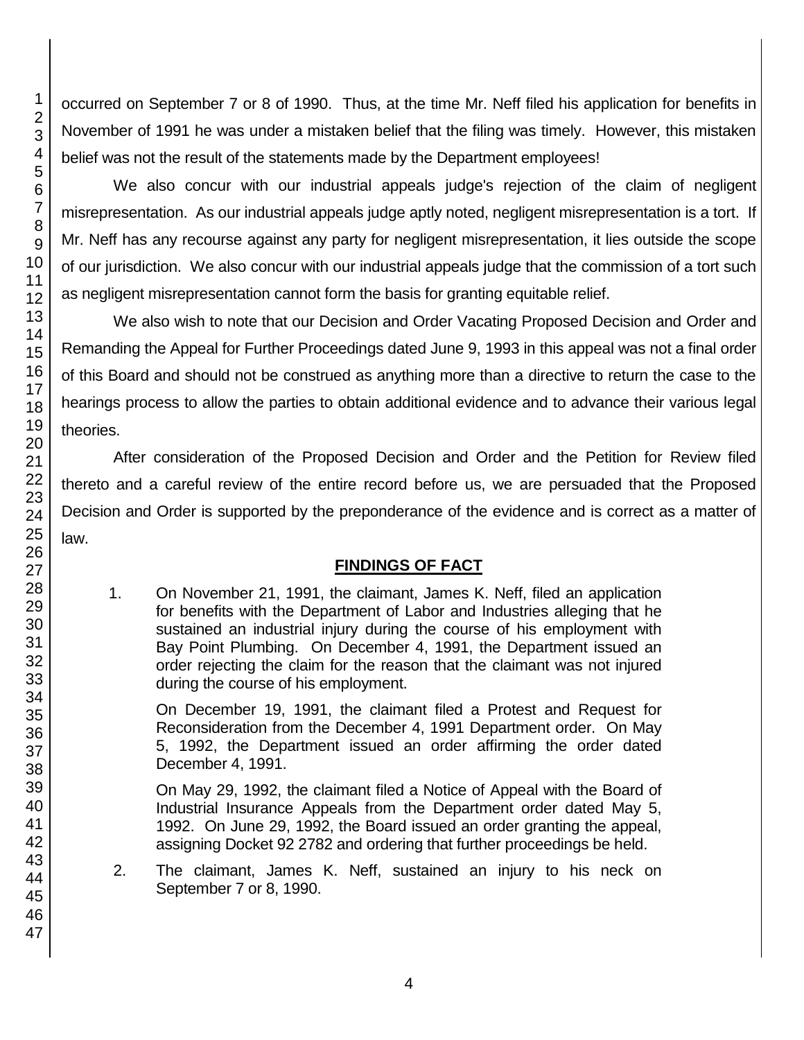occurred on September 7 or 8 of 1990. Thus, at the time Mr. Neff filed his application for benefits in November of 1991 he was under a mistaken belief that the filing was timely. However, this mistaken belief was not the result of the statements made by the Department employees!

We also concur with our industrial appeals judge's rejection of the claim of negligent misrepresentation. As our industrial appeals judge aptly noted, negligent misrepresentation is a tort. If Mr. Neff has any recourse against any party for negligent misrepresentation, it lies outside the scope of our jurisdiction. We also concur with our industrial appeals judge that the commission of a tort such as negligent misrepresentation cannot form the basis for granting equitable relief.

We also wish to note that our Decision and Order Vacating Proposed Decision and Order and Remanding the Appeal for Further Proceedings dated June 9, 1993 in this appeal was not a final order of this Board and should not be construed as anything more than a directive to return the case to the hearings process to allow the parties to obtain additional evidence and to advance their various legal theories.

After consideration of the Proposed Decision and Order and the Petition for Review filed thereto and a careful review of the entire record before us, we are persuaded that the Proposed Decision and Order is supported by the preponderance of the evidence and is correct as a matter of law.

## FINDINGS OF FACT

1. On November 21, 1991, the claimant, James K. Neff, filed an application for benefits with the Department of Labor and Industries alleging that he sustained an industrial injury during the course of his employment with Bay Point Plumbing. On December 4, 1991, the Department issued an order rejecting the claim for the reason that the claimant was not injured during the course of his employment.

   On December 19, 1991, the claimant filed a Protest and Request for Reconsideration from the December 4, 1991 Department order. On May 5, 1992, the Department issued an order affirming the order dated December 4, 1991.

   On May 29, 1992, the claimant filed a Notice of Appeal with the Board of Industrial Insurance Appeals from the Department order dated May 5, 1992. On June 29, 1992, the Board issued an order granting the appeal, assigning Docket 92 2782 and ordering that further proceedings be held.

2. The claimant, James K. Neff, sustained an injury to his neck on September 7 or 8, 1990.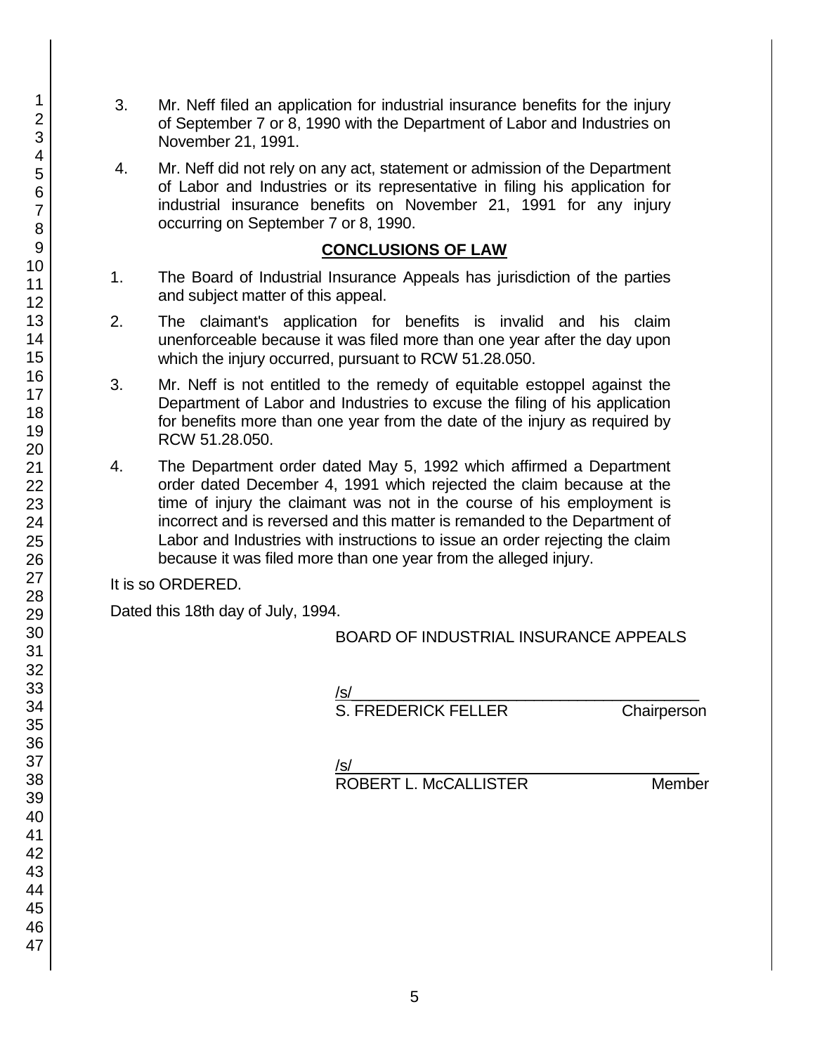3. Mr. Neff filed an application for industrial insurance benefits for the injury of September 7 or 8, 1990 with the Department of Labor and Industries on November 21, 1991.

4. Mr. Neff did not rely on any act, statement or admission of the Department of Labor and Industries or its representative in filing his application for industrial insurance benefits on November 21, 1991 for any injury occurring on September 7 or 8, 1990.

## CONCLUSIONS OF LAW

1. The Board of Industrial Insurance Appeals has jurisdiction of the parties and subject matter of this appeal.

2. The claimant's application for benefits is invalid and his claim unenforceable because it was filed more than one year after the day upon which the injury occurred, pursuant to RCW 51.28.050.

3. Mr. Neff is not entitled to the remedy of equitable estoppel against the Department of Labor and Industries to excuse the filing of his application for benefits more than one year from the date of the injury as required by RCW 51.28.050.

4. The Department order dated May 5, 1992 which affirmed a Department order dated December 4, 1991 which rejected the claim because at the time of injury the claimant was not in the course of his employment is incorrect and is reversed and this matter is remanded to the Department of Labor and Industries with instructions to issue an order rejecting the claim because it was filed more than one year from the alleged injury.

It is so ORDERED.

Dated this 18th day of July, 1994.

BOARD OF INDUSTRIAL INSURANCE APPEALS

/s/
S. FREDERICK FELLER Chairperson

/s/
ROBERT L. McCALLISTER Member